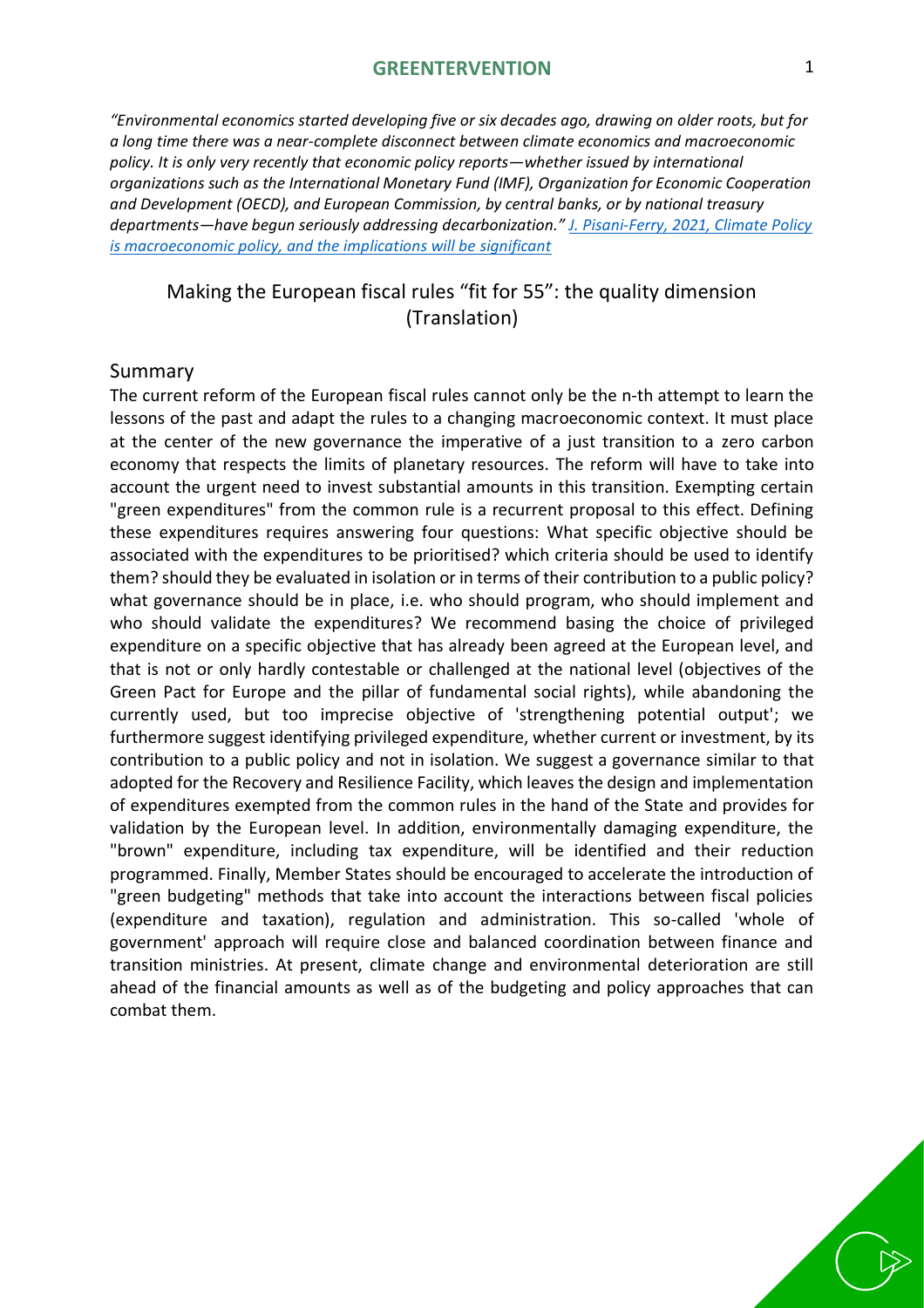*"Environmental economics started developing five or six decades ago, drawing on older roots, but for a long time there was a near-complete disconnect between climate economics and macroeconomic policy. It is only very recently that economic policy reports—whether issued by international organizations such as the International Monetary Fund (IMF), Organization for Economic Cooperation and Development (OECD), and European Commission, by central banks, or by national treasury departments—have begun seriously addressing decarbonization."* [J. Pisani-Ferry, 2021, Climate Policy is macroeconomic policy, and the implications will be significant]

# Making the European fiscal rules "fit for 55": the quality dimension (Translation)

## Summary

The current reform of the European fiscal rules cannot only be the n-th attempt to learn the lessons of the past and adapt the rules to a changing macroeconomic context. It must place at the center of the new governance the imperative of a just transition to a zero carbon economy that respects the limits of planetary resources. The reform will have to take into account the urgent need to invest substantial amounts in this transition. Exempting certain "green expenditures" from the common rule is a recurrent proposal to this effect. Defining these expenditures requires answering four questions: What specific objective should be associated with the expenditures to be prioritised? which criteria should be used to identify them? should they be evaluated in isolation or in terms of their contribution to a public policy? what governance should be in place, i.e. who should program, who should implement and who should validate the expenditures? We recommend basing the choice of privileged expenditure on a specific objective that has already been agreed at the European level, and that is not or only hardly contestable or challenged at the national level (objectives of the Green Pact for Europe and the pillar of fundamental social rights), while abandoning the currently used, but too imprecise objective of 'strengthening potential output'; we furthermore suggest identifying privileged expenditure, whether current or investment, by its contribution to a public policy and not in isolation. We suggest a governance similar to that adopted for the Recovery and Resilience Facility, which leaves the design and implementation of expenditures exempted from the common rules in the hand of the State and provides for validation by the European level. In addition, environmentally damaging expenditure, the "brown" expenditure, including tax expenditure, will be identified and their reduction programmed. Finally, Member States should be encouraged to accelerate the introduction of "green budgeting" methods that take into account the interactions between fiscal policies (expenditure and taxation), regulation and administration. This so-called 'whole of government' approach will require close and balanced coordination between finance and transition ministries. At present, climate change and environmental deterioration are still ahead of the financial amounts as well as of the budgeting and policy approaches that can combat them.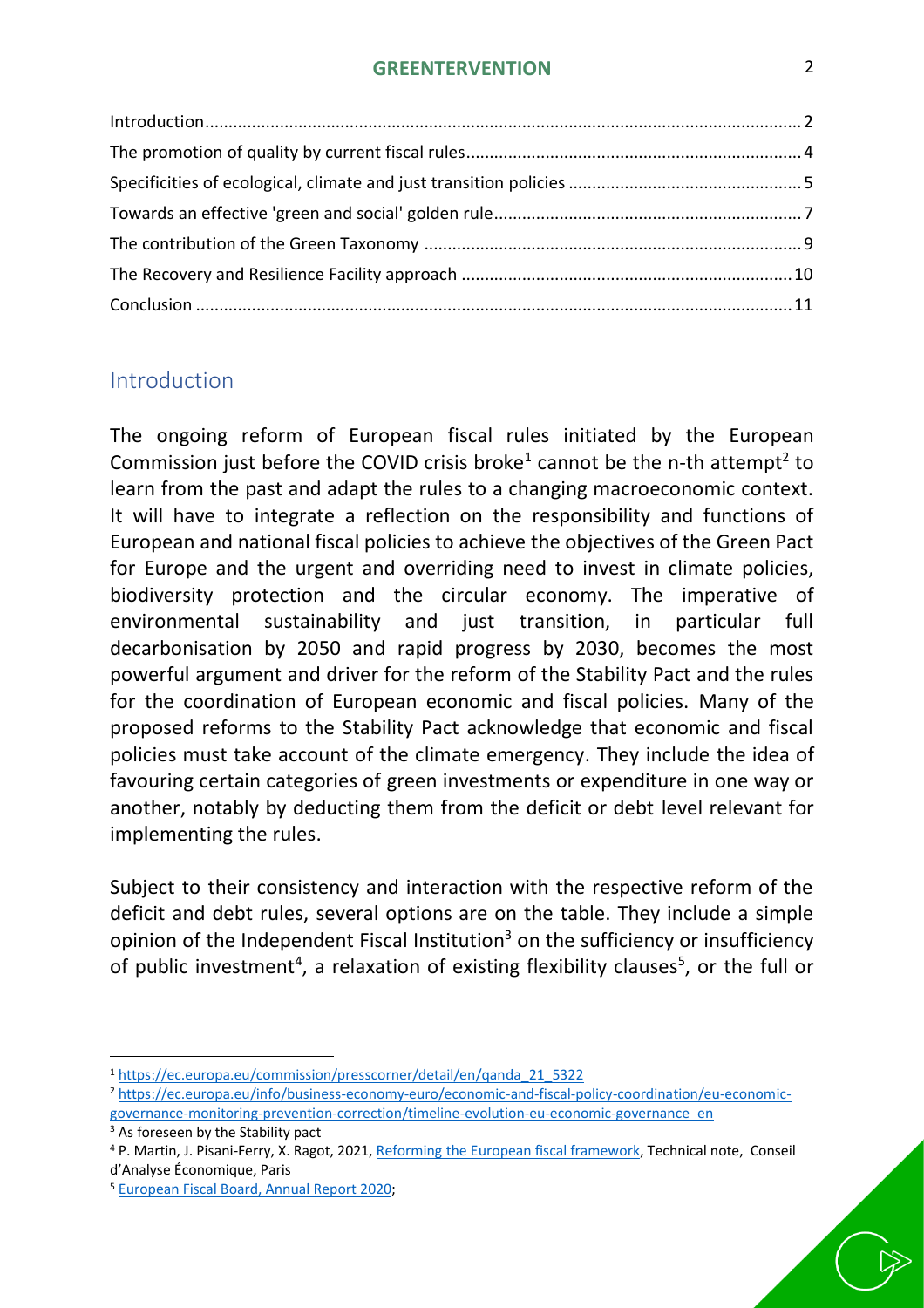Introduction ........................................................................................................................ 2
The promotion of quality by current fiscal rules ...................................................................... 4
Specificities of ecological, climate and just transition policies ................................................. 5
Towards an effective 'green and social' golden rule ................................................................. 7
The contribution of the Green Taxonomy ................................................................................ 9
The Recovery and Resilience Facility approach ...................................................................... 10
Conclusion ........................................................................................................................... 11

## Introduction

The ongoing reform of European fiscal rules initiated by the European Commission just before the COVID crisis broke[1] cannot be the n-th attempt[2] to learn from the past and adapt the rules to a changing macroeconomic context. It will have to integrate a reflection on the responsibility and functions of European and national fiscal policies to achieve the objectives of the Green Pact for Europe and the urgent and overriding need to invest in climate policies, biodiversity protection and the circular economy. The imperative of environmental sustainability and just transition, in particular full decarbonisation by 2050 and rapid progress by 2030, becomes the most powerful argument and driver for the reform of the Stability Pact and the rules for the coordination of European economic and fiscal policies. Many of the proposed reforms to the Stability Pact acknowledge that economic and fiscal policies must take account of the climate emergency. They include the idea of favouring certain categories of green investments or expenditure in one way or another, notably by deducting them from the deficit or debt level relevant for implementing the rules.

Subject to their consistency and interaction with the respective reform of the deficit and debt rules, several options are on the table. They include a simple opinion of the Independent Fiscal Institution[3] on the sufficiency or insufficiency of public investment[4], a relaxation of existing flexibility clauses[5], or the full or

---

[1] https://ec.europa.eu/commission/presscorner/detail/en/qanda_21_5322

[2] https://ec.europa.eu/info/business-economy-euro/economic-and-fiscal-policy-coordination/eu-economic-governance-monitoring-prevention-correction/timeline-evolution-eu-economic-governance_en

[3] As foreseen by the Stability pact

[4] P. Martin, J. Pisani-Ferry, X. Ragot, 2021, Reforming the European fiscal framework, Technical note, Conseil d'Analyse Économique, Paris

[5] European Fiscal Board, Annual Report 2020;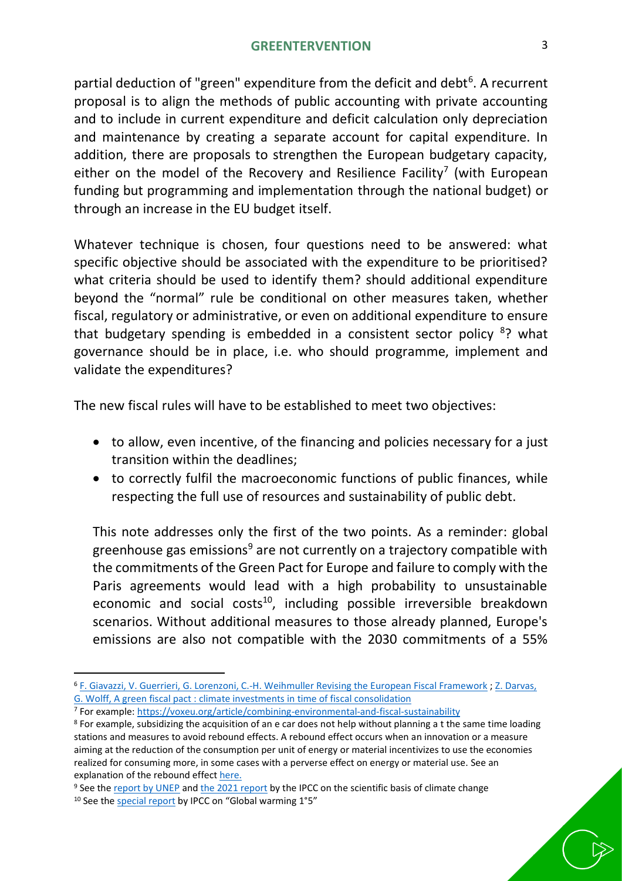partial deduction of "green" expenditure from the deficit and debt[6]. A recurrent proposal is to align the methods of public accounting with private accounting and to include in current expenditure and deficit calculation only depreciation and maintenance by creating a separate account for capital expenditure. In addition, there are proposals to strengthen the European budgetary capacity, either on the model of the Recovery and Resilience Facility[7] (with European funding but programming and implementation through the national budget) or through an increase in the EU budget itself.

Whatever technique is chosen, four questions need to be answered: what specific objective should be associated with the expenditure to be prioritised? what criteria should be used to identify them? should additional expenditure beyond the "normal" rule be conditional on other measures taken, whether fiscal, regulatory or administrative, or even on additional expenditure to ensure that budgetary spending is embedded in a consistent sector policy [8]? what governance should be in place, i.e. who should programme, implement and validate the expenditures?

The new fiscal rules will have to be established to meet two objectives:

- to allow, even incentive, of the financing and policies necessary for a just transition within the deadlines;
- to correctly fulfil the macroeconomic functions of public finances, while respecting the full use of resources and sustainability of public debt.

This note addresses only the first of the two points. As a reminder: global greenhouse gas emissions[9] are not currently on a trajectory compatible with the commitments of the Green Pact for Europe and failure to comply with the Paris agreements would lead with a high probability to unsustainable economic and social costs[10], including possible irreversible breakdown scenarios. Without additional measures to those already planned, Europe's emissions are also not compatible with the 2030 commitments of a 55%

---

[6] F. Giavazzi, V. Guerrieri, G. Lorenzoni, C.-H. Weihmuller Revising the European Fiscal Framework ; Z. Darvas, G. Wolff, A green fiscal pact : climate investments in time of fiscal consolidation

[7] For example: https://voxeu.org/article/combining-environmental-and-fiscal-sustainability

[8] For example, subsidizing the acquisition of an e car does not help without planning a t the same time loading stations and measures to avoid rebound effects. A rebound effect occurs when an innovation or a measure aiming at the reduction of the consumption per unit of energy or material incentivizes to use the economies realized for consuming more, in some cases with a perverse effect on energy or material use. See an explanation of the rebound effect here.

[9] See the report by UNEP and the 2021 report by the IPCC on the scientific basis of climate change

[10] See the special report by IPCC on "Global warming 1°5"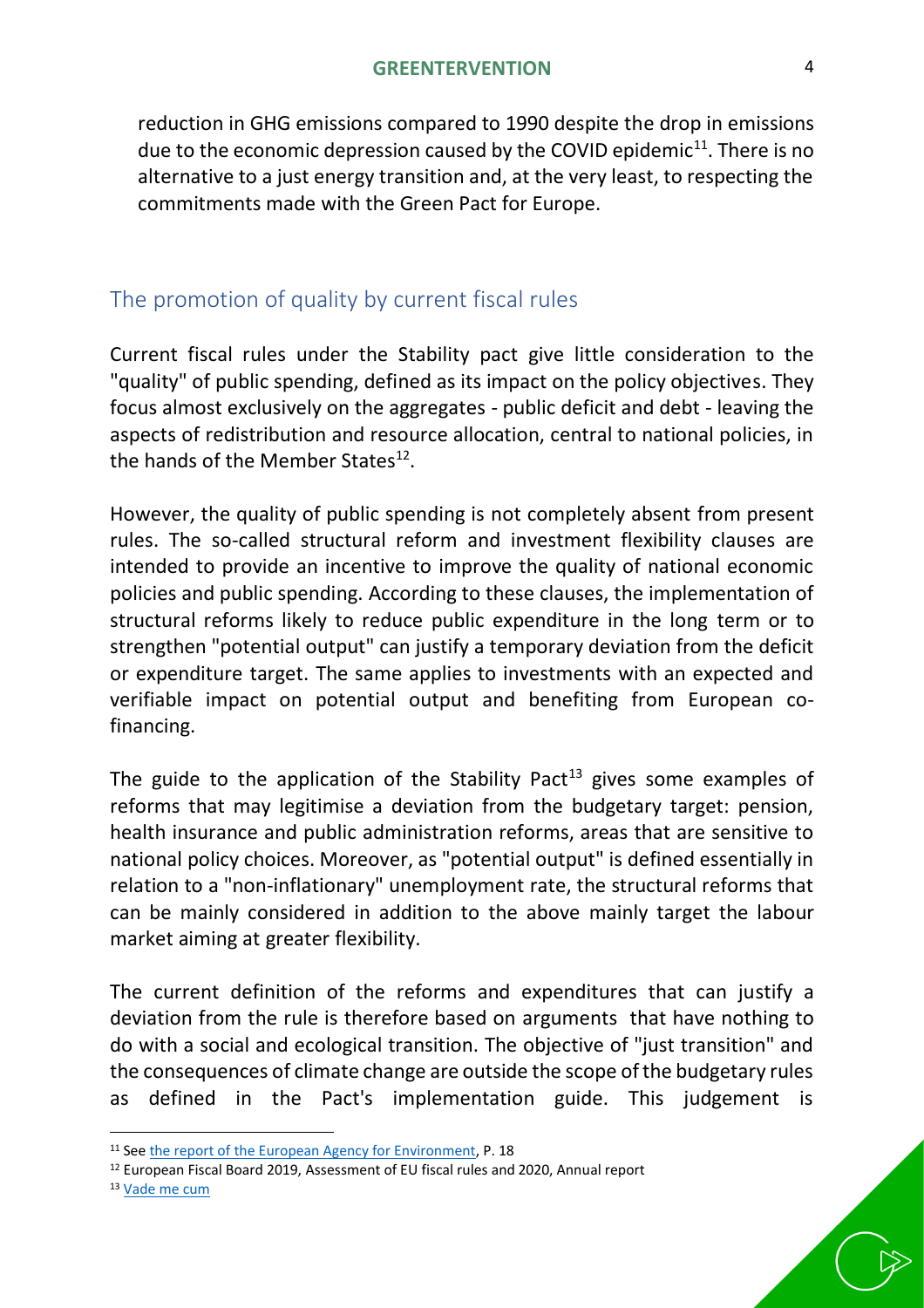reduction in GHG emissions compared to 1990 despite the drop in emissions due to the economic depression caused by the COVID epidemic[11]. There is no alternative to a just energy transition and, at the very least, to respecting the commitments made with the Green Pact for Europe.

## The promotion of quality by current fiscal rules

Current fiscal rules under the Stability pact give little consideration to the "quality" of public spending, defined as its impact on the policy objectives. They focus almost exclusively on the aggregates - public deficit and debt - leaving the aspects of redistribution and resource allocation, central to national policies, in the hands of the Member States[12].

However, the quality of public spending is not completely absent from present rules. The so-called structural reform and investment flexibility clauses are intended to provide an incentive to improve the quality of national economic policies and public spending. According to these clauses, the implementation of structural reforms likely to reduce public expenditure in the long term or to strengthen "potential output" can justify a temporary deviation from the deficit or expenditure target. The same applies to investments with an expected and verifiable impact on potential output and benefiting from European co-financing.

The guide to the application of the Stability Pact[13] gives some examples of reforms that may legitimise a deviation from the budgetary target: pension, health insurance and public administration reforms, areas that are sensitive to national policy choices. Moreover, as "potential output" is defined essentially in relation to a "non-inflationary" unemployment rate, the structural reforms that can be mainly considered in addition to the above mainly target the labour market aiming at greater flexibility.

The current definition of the reforms and expenditures that can justify a deviation from the rule is therefore based on arguments that have nothing to do with a social and ecological transition. The objective of "just transition" and the consequences of climate change are outside the scope of the budgetary rules as defined in the Pact's implementation guide. This judgement is

---

[11] See the report of the European Agency for Environment, P. 18

[12] European Fiscal Board 2019, Assessment of EU fiscal rules and 2020, Annual report

[13] Vade me cum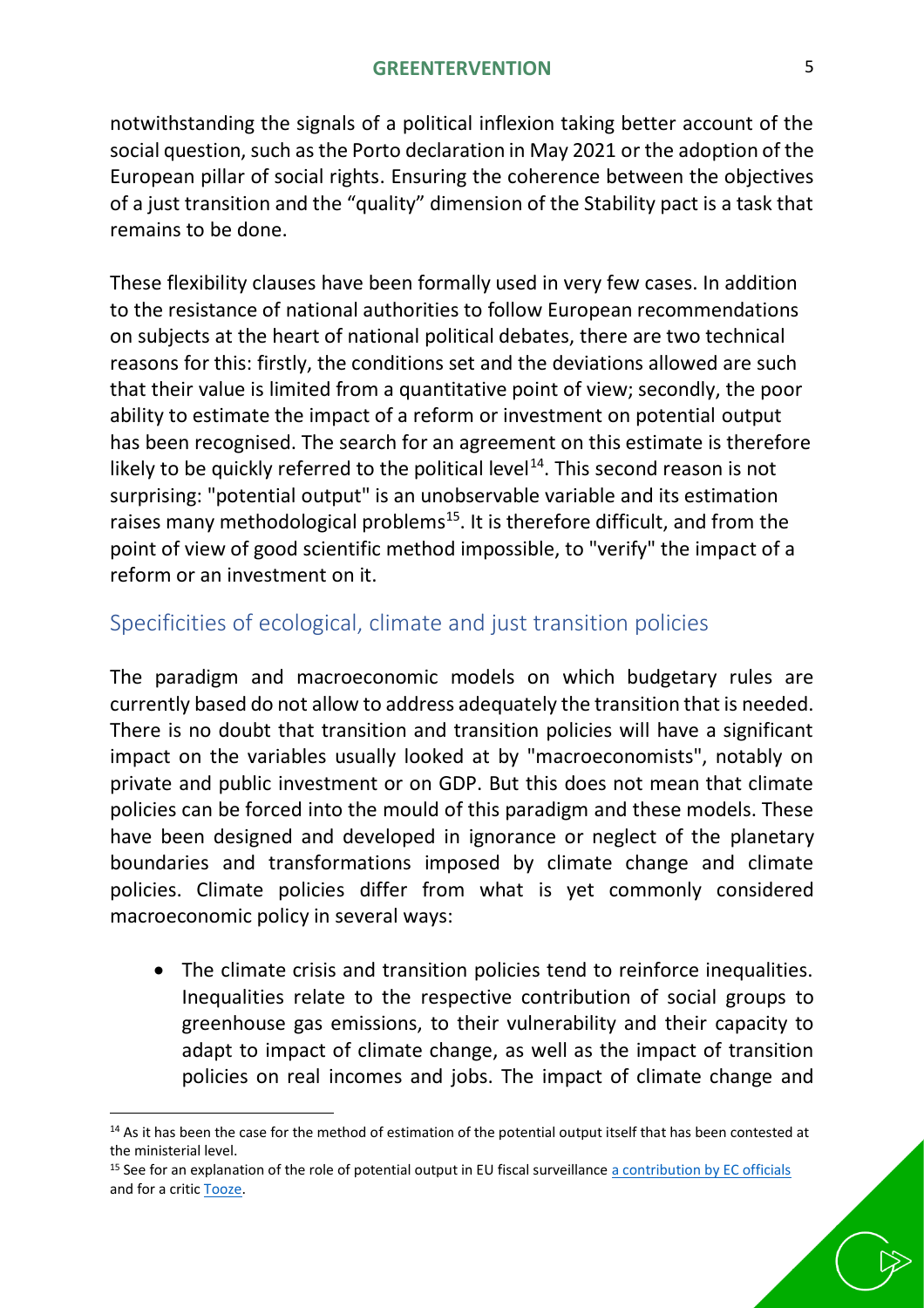notwithstanding the signals of a political inflexion taking better account of the social question, such as the Porto declaration in May 2021 or the adoption of the European pillar of social rights. Ensuring the coherence between the objectives of a just transition and the "quality" dimension of the Stability pact is a task that remains to be done.

These flexibility clauses have been formally used in very few cases. In addition to the resistance of national authorities to follow European recommendations on subjects at the heart of national political debates, there are two technical reasons for this: firstly, the conditions set and the deviations allowed are such that their value is limited from a quantitative point of view; secondly, the poor ability to estimate the impact of a reform or investment on potential output has been recognised. The search for an agreement on this estimate is therefore likely to be quickly referred to the political level[14]. This second reason is not surprising: "potential output" is an unobservable variable and its estimation raises many methodological problems[15]. It is therefore difficult, and from the point of view of good scientific method impossible, to "verify" the impact of a reform or an investment on it.

## Specificities of ecological, climate and just transition policies

The paradigm and macroeconomic models on which budgetary rules are currently based do not allow to address adequately the transition that is needed. There is no doubt that transition and transition policies will have a significant impact on the variables usually looked at by "macroeconomists", notably on private and public investment or on GDP. But this does not mean that climate policies can be forced into the mould of this paradigm and these models. These have been designed and developed in ignorance or neglect of the planetary boundaries and transformations imposed by climate change and climate policies. Climate policies differ from what is yet commonly considered macroeconomic policy in several ways:

- The climate crisis and transition policies tend to reinforce inequalities. Inequalities relate to the respective contribution of social groups to greenhouse gas emissions, to their vulnerability and their capacity to adapt to impact of climate change, as well as the impact of transition policies on real incomes and jobs. The impact of climate change and

[14] As it has been the case for the method of estimation of the potential output itself that has been contested at the ministerial level.

[15] See for an explanation of the role of potential output in EU fiscal surveillance a contribution by EC officials and for a critic Tooze.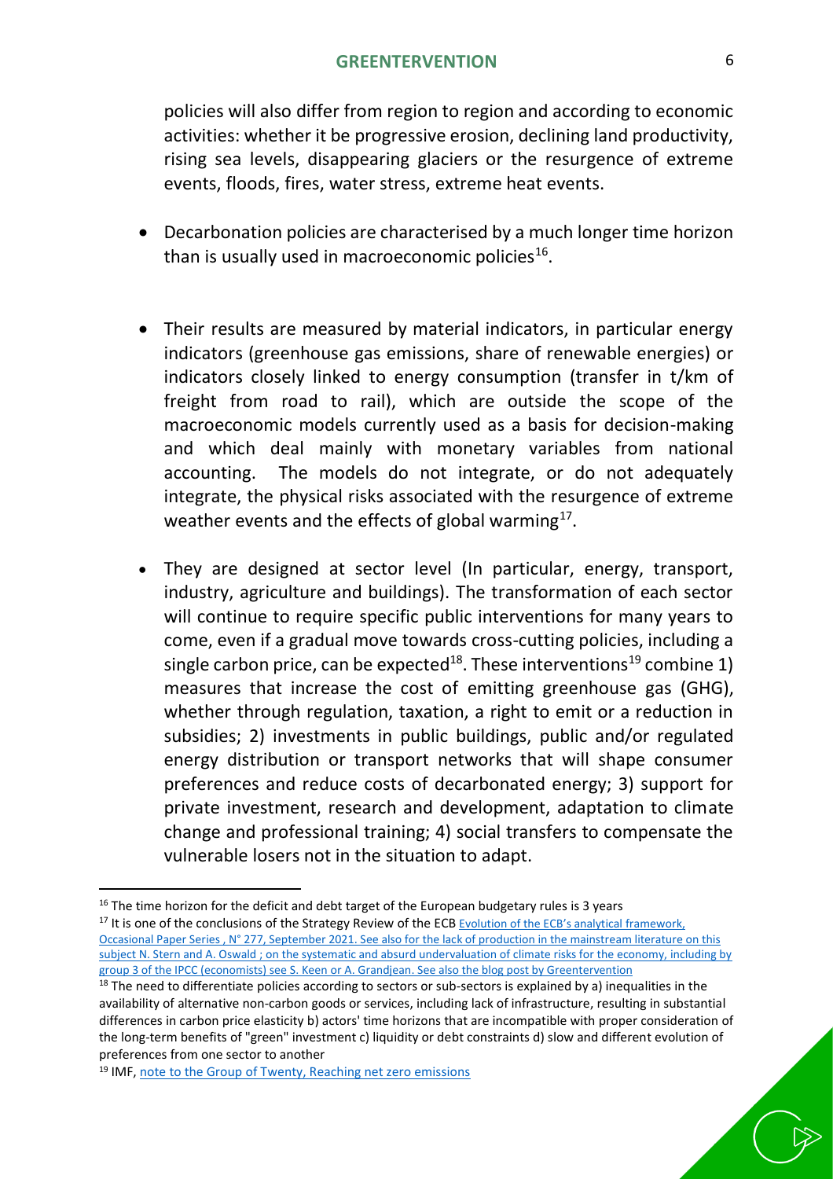policies will also differ from region to region and according to economic activities: whether it be progressive erosion, declining land productivity, rising sea levels, disappearing glaciers or the resurgence of extreme events, floods, fires, water stress, extreme heat events.

- Decarbonation policies are characterised by a much longer time horizon than is usually used in macroeconomic policies[16].

- Their results are measured by material indicators, in particular energy indicators (greenhouse gas emissions, share of renewable energies) or indicators closely linked to energy consumption (transfer in t/km of freight from road to rail), which are outside the scope of the macroeconomic models currently used as a basis for decision-making and which deal mainly with monetary variables from national accounting. The models do not integrate, or do not adequately integrate, the physical risks associated with the resurgence of extreme weather events and the effects of global warming[17].

- They are designed at sector level (In particular, energy, transport, industry, agriculture and buildings). The transformation of each sector will continue to require specific public interventions for many years to come, even if a gradual move towards cross-cutting policies, including a single carbon price, can be expected[18]. These interventions[19] combine 1) measures that increase the cost of emitting greenhouse gas (GHG), whether through regulation, taxation, a right to emit or a reduction in subsidies; 2) investments in public buildings, public and/or regulated energy distribution or transport networks that will shape consumer preferences and reduce costs of decarbonated energy; 3) support for private investment, research and development, adaptation to climate change and professional training; 4) social transfers to compensate the vulnerable losers not in the situation to adapt.

---

[16] The time horizon for the deficit and debt target of the European budgetary rules is 3 years

[17] It is one of the conclusions of the Strategy Review of the ECB Evolution of the ECB's analytical framework, Occasional Paper Series , N° 277, September 2021. See also for the lack of production in the mainstream literature on this subject N. Stern and A. Oswald ; on the systematic and absurd undervaluation of climate risks for the economy, including by group 3 of the IPCC (economists) see S. Keen or A. Grandjean. See also the blog post by Greentervention

[18] The need to differentiate policies according to sectors or sub-sectors is explained by a) inequalities in the availability of alternative non-carbon goods or services, including lack of infrastructure, resulting in substantial differences in carbon price elasticity b) actors' time horizons that are incompatible with proper consideration of the long-term benefits of "green" investment c) liquidity or debt constraints d) slow and different evolution of preferences from one sector to another

[19] IMF, note to the Group of Twenty, Reaching net zero emissions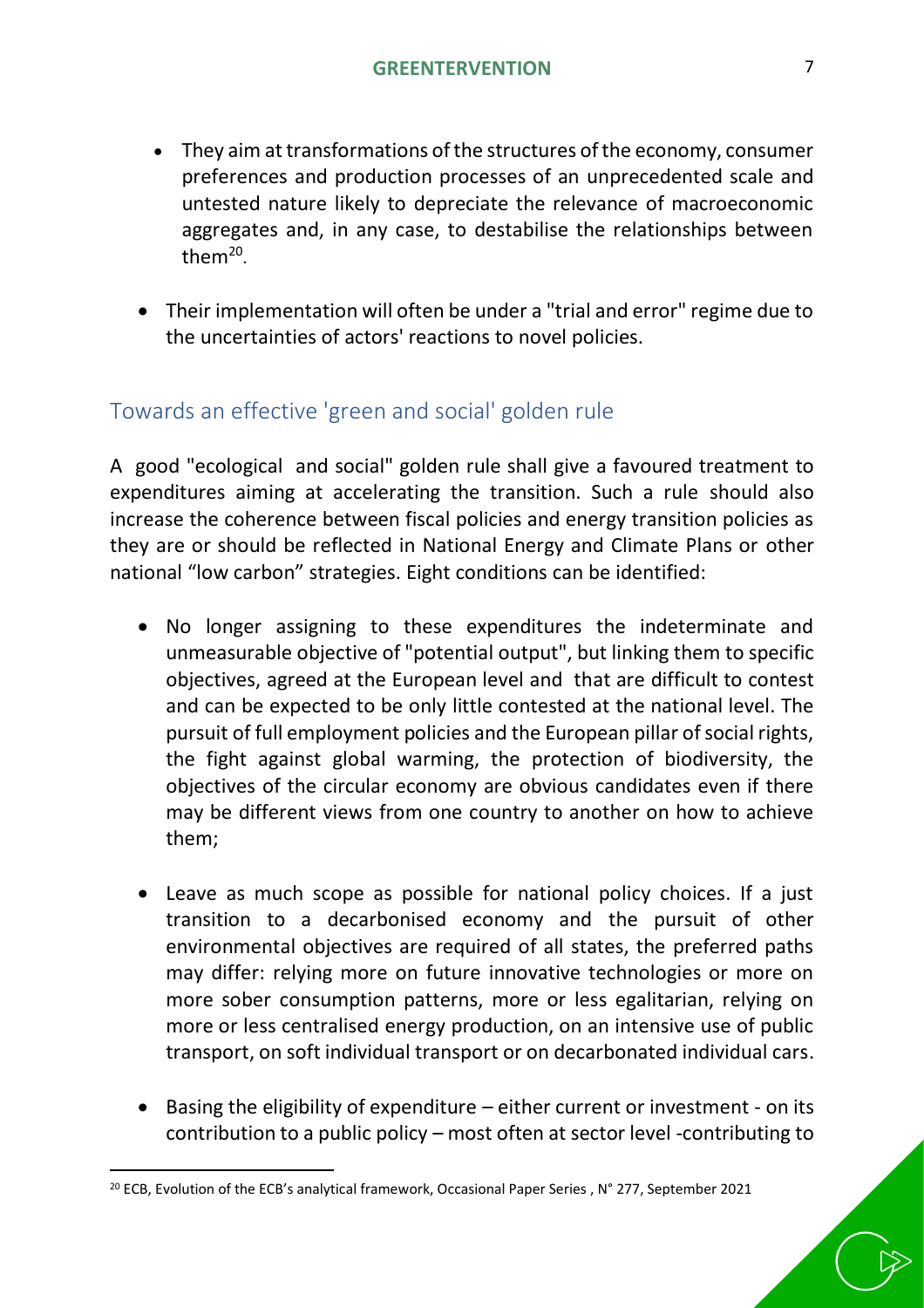- They aim at transformations of the structures of the economy, consumer preferences and production processes of an unprecedented scale and untested nature likely to depreciate the relevance of macroeconomic aggregates and, in any case, to destabilise the relationships between them[20].

- Their implementation will often be under a "trial and error" regime due to the uncertainties of actors' reactions to novel policies.

## Towards an effective 'green and social' golden rule

A good "ecological and social" golden rule shall give a favoured treatment to expenditures aiming at accelerating the transition. Such a rule should also increase the coherence between fiscal policies and energy transition policies as they are or should be reflected in National Energy and Climate Plans or other national "low carbon" strategies. Eight conditions can be identified:

- No longer assigning to these expenditures the indeterminate and unmeasurable objective of "potential output", but linking them to specific objectives, agreed at the European level and that are difficult to contest and can be expected to be only little contested at the national level. The pursuit of full employment policies and the European pillar of social rights, the fight against global warming, the protection of biodiversity, the objectives of the circular economy are obvious candidates even if there may be different views from one country to another on how to achieve them;

- Leave as much scope as possible for national policy choices. If a just transition to a decarbonised economy and the pursuit of other environmental objectives are required of all states, the preferred paths may differ: relying more on future innovative technologies or more on more sober consumption patterns, more or less egalitarian, relying on more or less centralised energy production, on an intensive use of public transport, on soft individual transport or on decarbonated individual cars.

- Basing the eligibility of expenditure – either current or investment - on its contribution to a public policy – most often at sector level -contributing to

[20] ECB, Evolution of the ECB's analytical framework, Occasional Paper Series , N° 277, September 2021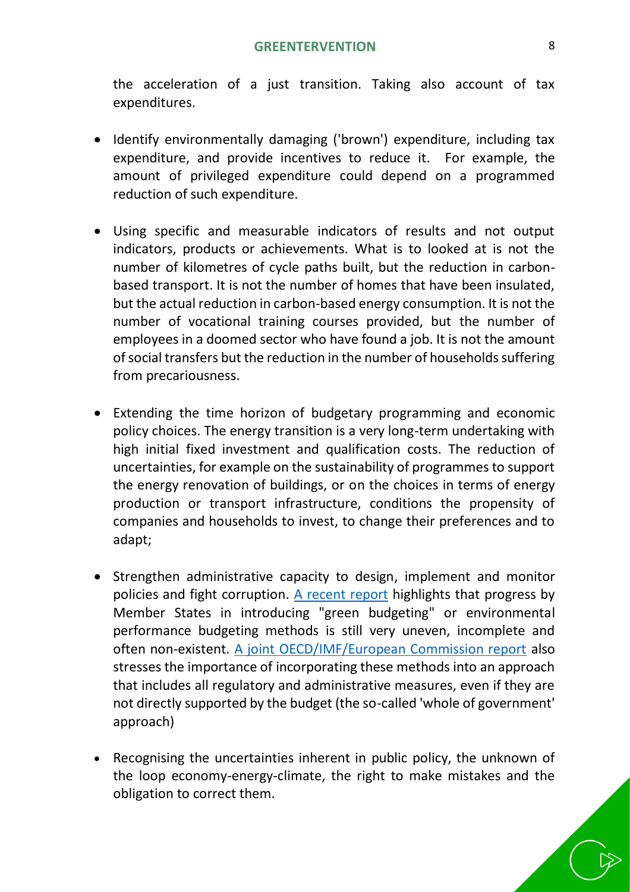the acceleration of a just transition. Taking also account of tax expenditures.

- Identify environmentally damaging ('brown') expenditure, including tax expenditure, and provide incentives to reduce it. For example, the amount of privileged expenditure could depend on a programmed reduction of such expenditure.

- Using specific and measurable indicators of results and not output indicators, products or achievements. What is to looked at is not the number of kilometres of cycle paths built, but the reduction in carbon-based transport. It is not the number of homes that have been insulated, but the actual reduction in carbon-based energy consumption. It is not the number of vocational training courses provided, but the number of employees in a doomed sector who have found a job. It is not the amount of social transfers but the reduction in the number of households suffering from precariousness.

- Extending the time horizon of budgetary programming and economic policy choices. The energy transition is a very long-term undertaking with high initial fixed investment and qualification costs. The reduction of uncertainties, for example on the sustainability of programmes to support the energy renovation of buildings, or on the choices in terms of energy production or transport infrastructure, conditions the propensity of companies and households to invest, to change their preferences and to adapt;

- Strengthen administrative capacity to design, implement and monitor policies and fight corruption. A recent report highlights that progress by Member States in introducing "green budgeting" or environmental performance budgeting methods is still very uneven, incomplete and often non-existent. A joint OECD/IMF/European Commission report also stresses the importance of incorporating these methods into an approach that includes all regulatory and administrative measures, even if they are not directly supported by the budget (the so-called 'whole of government' approach)

- Recognising the uncertainties inherent in public policy, the unknown of the loop economy-energy-climate, the right to make mistakes and the obligation to correct them.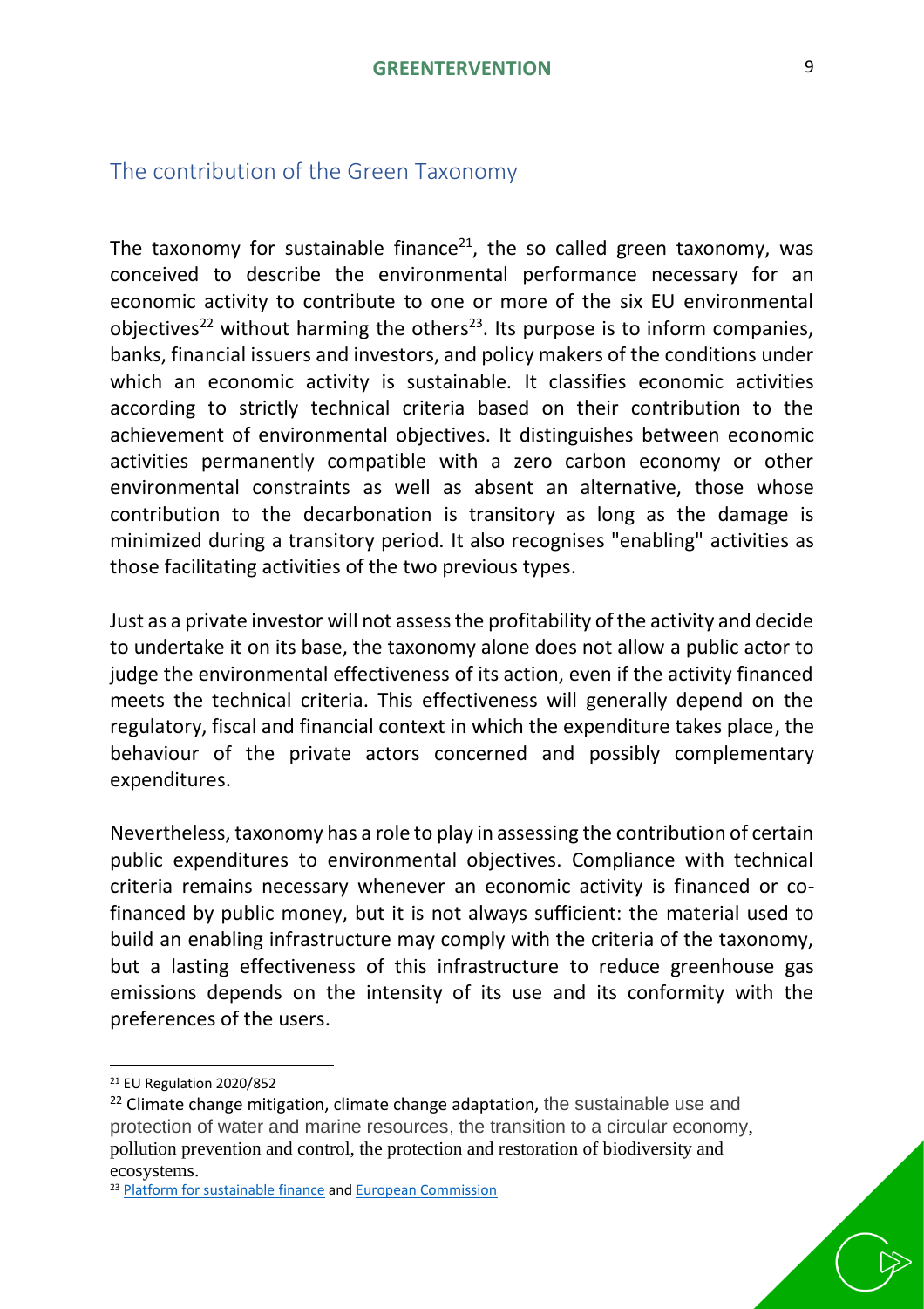## The contribution of the Green Taxonomy

The taxonomy for sustainable finance[21], the so called green taxonomy, was conceived to describe the environmental performance necessary for an economic activity to contribute to one or more of the six EU environmental objectives[22] without harming the others[23]. Its purpose is to inform companies, banks, financial issuers and investors, and policy makers of the conditions under which an economic activity is sustainable. It classifies economic activities according to strictly technical criteria based on their contribution to the achievement of environmental objectives. It distinguishes between economic activities permanently compatible with a zero carbon economy or other environmental constraints as well as absent an alternative, those whose contribution to the decarbonation is transitory as long as the damage is minimized during a transitory period. It also recognises "enabling" activities as those facilitating activities of the two previous types.

Just as a private investor will not assess the profitability of the activity and decide to undertake it on its base, the taxonomy alone does not allow a public actor to judge the environmental effectiveness of its action, even if the activity financed meets the technical criteria. This effectiveness will generally depend on the regulatory, fiscal and financial context in which the expenditure takes place, the behaviour of the private actors concerned and possibly complementary expenditures.

Nevertheless, taxonomy has a role to play in assessing the contribution of certain public expenditures to environmental objectives. Compliance with technical criteria remains necessary whenever an economic activity is financed or co-financed by public money, but it is not always sufficient: the material used to build an enabling infrastructure may comply with the criteria of the taxonomy, but a lasting effectiveness of this infrastructure to reduce greenhouse gas emissions depends on the intensity of its use and its conformity with the preferences of the users.

---

[21] EU Regulation 2020/852

[22] Climate change mitigation, climate change adaptation, the sustainable use and protection of water and marine resources, the transition to a circular economy, pollution prevention and control, the protection and restoration of biodiversity and ecosystems.

[23] Platform for sustainable finance and European Commission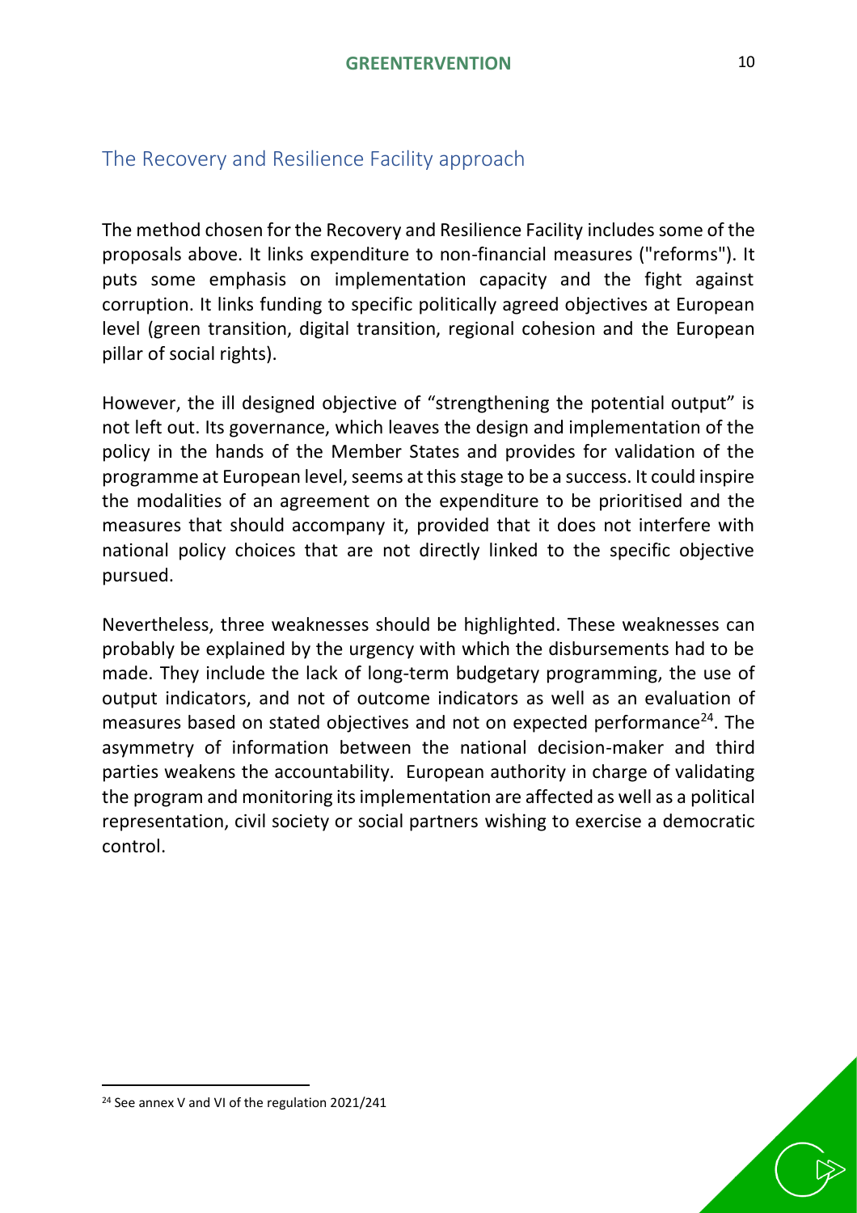## The Recovery and Resilience Facility approach

The method chosen for the Recovery and Resilience Facility includes some of the proposals above. It links expenditure to non-financial measures ("reforms"). It puts some emphasis on implementation capacity and the fight against corruption. It links funding to specific politically agreed objectives at European level (green transition, digital transition, regional cohesion and the European pillar of social rights).

However, the ill designed objective of "strengthening the potential output" is not left out. Its governance, which leaves the design and implementation of the policy in the hands of the Member States and provides for validation of the programme at European level, seems at this stage to be a success. It could inspire the modalities of an agreement on the expenditure to be prioritised and the measures that should accompany it, provided that it does not interfere with national policy choices that are not directly linked to the specific objective pursued.

Nevertheless, three weaknesses should be highlighted. These weaknesses can probably be explained by the urgency with which the disbursements had to be made. They include the lack of long-term budgetary programming, the use of output indicators, and not of outcome indicators as well as an evaluation of measures based on stated objectives and not on expected performance[24]. The asymmetry of information between the national decision-maker and third parties weakens the accountability. European authority in charge of validating the program and monitoring its implementation are affected as well as a political representation, civil society or social partners wishing to exercise a democratic control.

[24] See annex V and VI of the regulation 2021/241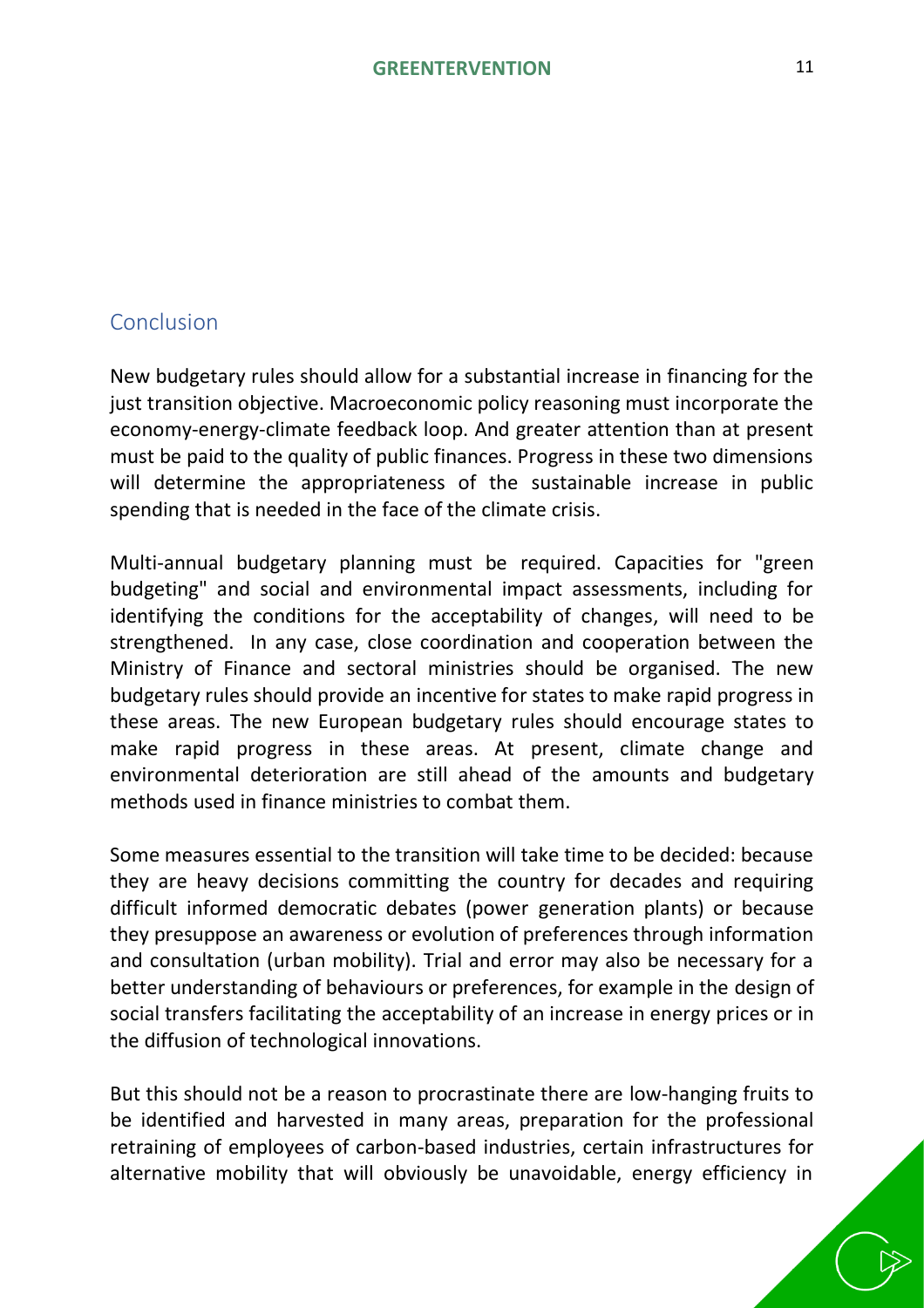## Conclusion

New budgetary rules should allow for a substantial increase in financing for the just transition objective. Macroeconomic policy reasoning must incorporate the economy-energy-climate feedback loop. And greater attention than at present must be paid to the quality of public finances. Progress in these two dimensions will determine the appropriateness of the sustainable increase in public spending that is needed in the face of the climate crisis.

Multi-annual budgetary planning must be required. Capacities for "green budgeting" and social and environmental impact assessments, including for identifying the conditions for the acceptability of changes, will need to be strengthened. In any case, close coordination and cooperation between the Ministry of Finance and sectoral ministries should be organised. The new budgetary rules should provide an incentive for states to make rapid progress in these areas. The new European budgetary rules should encourage states to make rapid progress in these areas. At present, climate change and environmental deterioration are still ahead of the amounts and budgetary methods used in finance ministries to combat them.

Some measures essential to the transition will take time to be decided: because they are heavy decisions committing the country for decades and requiring difficult informed democratic debates (power generation plants) or because they presuppose an awareness or evolution of preferences through information and consultation (urban mobility). Trial and error may also be necessary for a better understanding of behaviours or preferences, for example in the design of social transfers facilitating the acceptability of an increase in energy prices or in the diffusion of technological innovations.

But this should not be a reason to procrastinate there are low-hanging fruits to be identified and harvested in many areas, preparation for the professional retraining of employees of carbon-based industries, certain infrastructures for alternative mobility that will obviously be unavoidable, energy efficiency in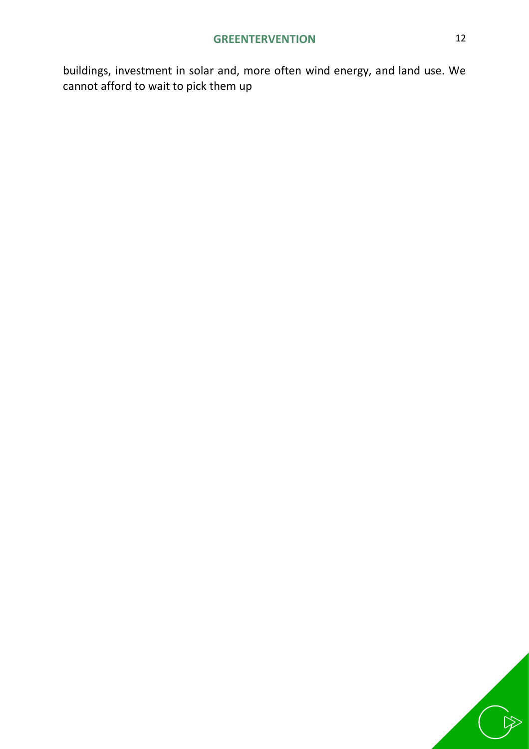buildings, investment in solar and, more often wind energy, and land use. We cannot afford to wait to pick them up